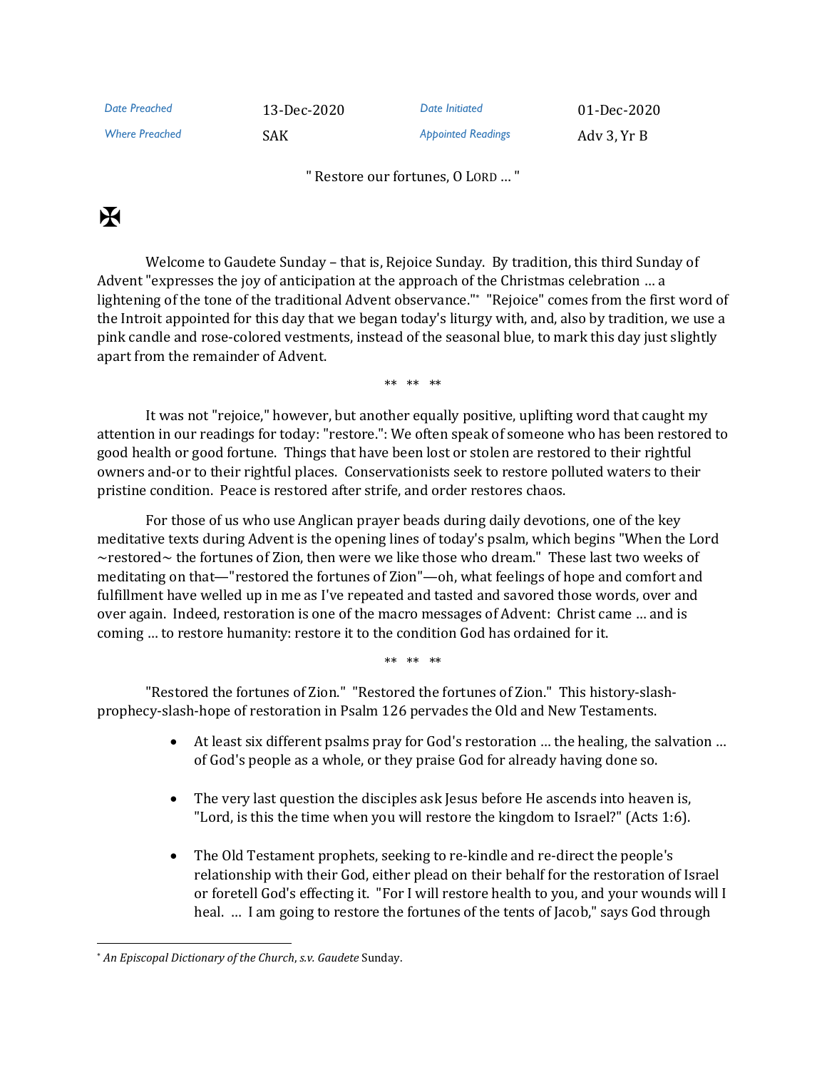| Date Preached | 13-Dec-2020 | Date Initiated | 01-Dec-2020 |
|---|---|---|---|
| Where Preached | SAK | Appointed Readings | Adv 3, Yr B |

" Restore our fortunes, O LORD … "

✠

Welcome to Gaudete Sunday – that is, Rejoice Sunday. By tradition, this third Sunday of Advent "expresses the joy of anticipation at the approach of the Christmas celebration … a lightening of the tone of the traditional Advent observance."[*] "Rejoice" comes from the first word of the Introit appointed for this day that we began today's liturgy with, and, also by tradition, we use a pink candle and rose-colored vestments, instead of the seasonal blue, to mark this day just slightly apart from the remainder of Advent.

** ** **

It was not "rejoice," however, but another equally positive, uplifting word that caught my attention in our readings for today: "restore.": We often speak of someone who has been restored to good health or good fortune. Things that have been lost or stolen are restored to their rightful owners and-or to their rightful places. Conservationists seek to restore polluted waters to their pristine condition. Peace is restored after strife, and order restores chaos.

For those of us who use Anglican prayer beads during daily devotions, one of the key meditative texts during Advent is the opening lines of today's psalm, which begins "When the Lord ~restored~ the fortunes of Zion, then were we like those who dream." These last two weeks of meditating on that—"restored the fortunes of Zion"—oh, what feelings of hope and comfort and fulfillment have welled up in me as I've repeated and tasted and savored those words, over and over again. Indeed, restoration is one of the macro messages of Advent: Christ came … and is coming … to restore humanity: restore it to the condition God has ordained for it.

** ** **

"Restored the fortunes of Zion." "Restored the fortunes of Zion." This history-slash-prophecy-slash-hope of restoration in Psalm 126 pervades the Old and New Testaments.

- At least six different psalms pray for God's restoration … the healing, the salvation … of God's people as a whole, or they praise God for already having done so.

- The very last question the disciples ask Jesus before He ascends into heaven is, "Lord, is this the time when you will restore the kingdom to Israel?" (Acts 1:6).

- The Old Testament prophets, seeking to re-kindle and re-direct the people's relationship with their God, either plead on their behalf for the restoration of Israel or foretell God's effecting it. "For I will restore health to you, and your wounds will I heal. … I am going to restore the fortunes of the tents of Jacob," says God through

---

[*] *An Episcopal Dictionary of the Church*, s.v. *Gaudete* Sunday.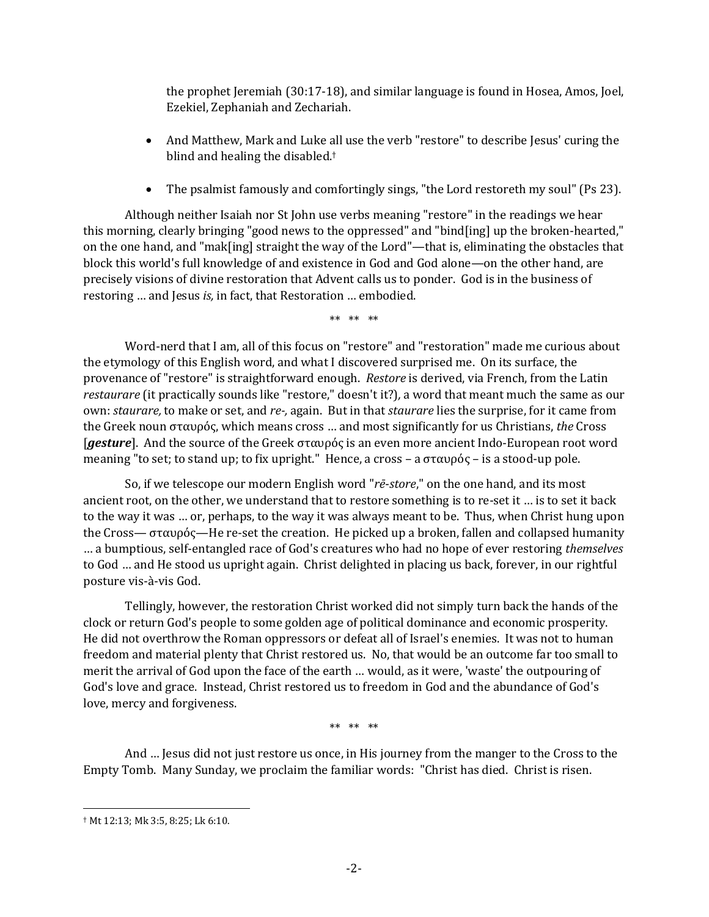the prophet Jeremiah (30:17-18), and similar language is found in Hosea, Amos, Joel, Ezekiel, Zephaniah and Zechariah.

- And Matthew, Mark and Luke all use the verb "restore" to describe Jesus' curing the blind and healing the disabled.†

- The psalmist famously and comfortingly sings, "the Lord restoreth my soul" (Ps 23).

Although neither Isaiah nor St John use verbs meaning "restore" in the readings we hear this morning, clearly bringing "good news to the oppressed" and "bind[ing] up the broken-hearted," on the one hand, and "mak[ing] straight the way of the Lord"—that is, eliminating the obstacles that block this world's full knowledge of and existence in God and God alone—on the other hand, are precisely visions of divine restoration that Advent calls us to ponder. God is in the business of restoring … and Jesus *is,* in fact, that Restoration … embodied.

** ** **

Word-nerd that I am, all of this focus on "restore" and "restoration" made me curious about the etymology of this English word, and what I discovered surprised me. On its surface, the provenance of "restore" is straightforward enough. *Restore* is derived, via French, from the Latin *restaurare* (it practically sounds like "restore," doesn't it?), a word that meant much the same as our own: *staurare,* to make or set, and *re-,* again. But in that *staurare* lies the surprise, for it came from the Greek noun σταυρός, which means cross … and most significantly for us Christians, *the* Cross [***gesture***]. And the source of the Greek σταυρός is an even more ancient Indo-European root word meaning "to set; to stand up; to fix upright." Hence, a cross – a σταυρός – is a stood-up pole.

So, if we telescope our modern English word "*rē-store*," on the one hand, and its most ancient root, on the other, we understand that to restore something is to re-set it … is to set it back to the way it was … or, perhaps, to the way it was always meant to be. Thus, when Christ hung upon the Cross— σταυρός—He re-set the creation. He picked up a broken, fallen and collapsed humanity … a bumptious, self-entangled race of God's creatures who had no hope of ever restoring *themselves* to God … and He stood us upright again. Christ delighted in placing us back, forever, in our rightful posture vis-à-vis God.

Tellingly, however, the restoration Christ worked did not simply turn back the hands of the clock or return God's people to some golden age of political dominance and economic prosperity. He did not overthrow the Roman oppressors or defeat all of Israel's enemies. It was not to human freedom and material plenty that Christ restored us. No, that would be an outcome far too small to merit the arrival of God upon the face of the earth … would, as it were, 'waste' the outpouring of God's love and grace. Instead, Christ restored us to freedom in God and the abundance of God's love, mercy and forgiveness.

** ** **

And … Jesus did not just restore us once, in His journey from the manger to the Cross to the Empty Tomb. Many Sunday, we proclaim the familiar words: "Christ has died. Christ is risen.

---

† Mt 12:13; Mk 3:5, 8:25; Lk 6:10.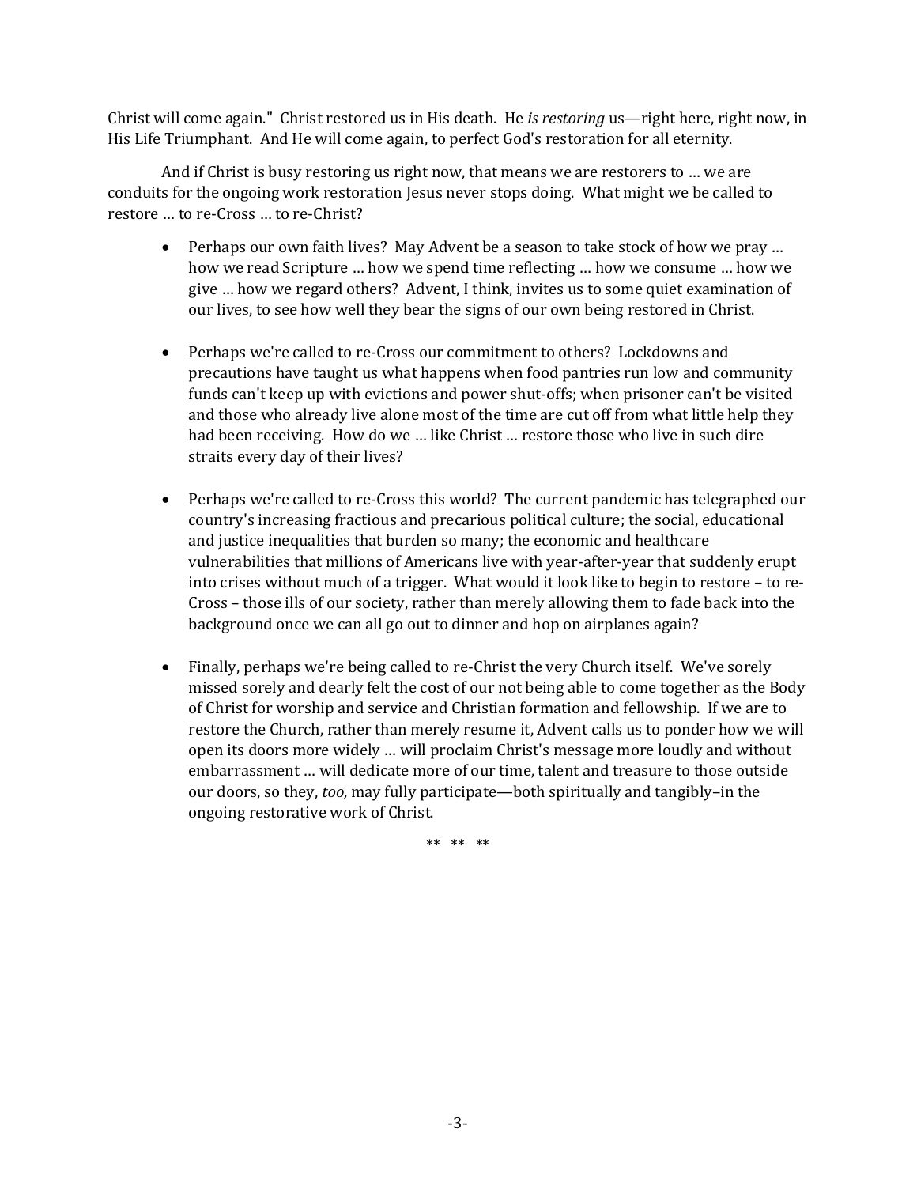Christ will come again." Christ restored us in His death. He *is restoring* us—right here, right now, in His Life Triumphant. And He will come again, to perfect God's restoration for all eternity.

And if Christ is busy restoring us right now, that means we are restorers to … we are conduits for the ongoing work restoration Jesus never stops doing. What might we be called to restore … to re-Cross … to re-Christ?

- Perhaps our own faith lives? May Advent be a season to take stock of how we pray … how we read Scripture … how we spend time reflecting … how we consume … how we give … how we regard others? Advent, I think, invites us to some quiet examination of our lives, to see how well they bear the signs of our own being restored in Christ.

- Perhaps we're called to re-Cross our commitment to others? Lockdowns and precautions have taught us what happens when food pantries run low and community funds can't keep up with evictions and power shut-offs; when prisoner can't be visited and those who already live alone most of the time are cut off from what little help they had been receiving. How do we … like Christ … restore those who live in such dire straits every day of their lives?

- Perhaps we're called to re-Cross this world? The current pandemic has telegraphed our country's increasing fractious and precarious political culture; the social, educational and justice inequalities that burden so many; the economic and healthcare vulnerabilities that millions of Americans live with year-after-year that suddenly erupt into crises without much of a trigger. What would it look like to begin to restore – to re-Cross – those ills of our society, rather than merely allowing them to fade back into the background once we can all go out to dinner and hop on airplanes again?

- Finally, perhaps we're being called to re-Christ the very Church itself. We've sorely missed sorely and dearly felt the cost of our not being able to come together as the Body of Christ for worship and service and Christian formation and fellowship. If we are to restore the Church, rather than merely resume it, Advent calls us to ponder how we will open its doors more widely … will proclaim Christ's message more loudly and without embarrassment … will dedicate more of our time, talent and treasure to those outside our doors, so they, *too,* may fully participate—both spiritually and tangibly–in the ongoing restorative work of Christ.

** ** **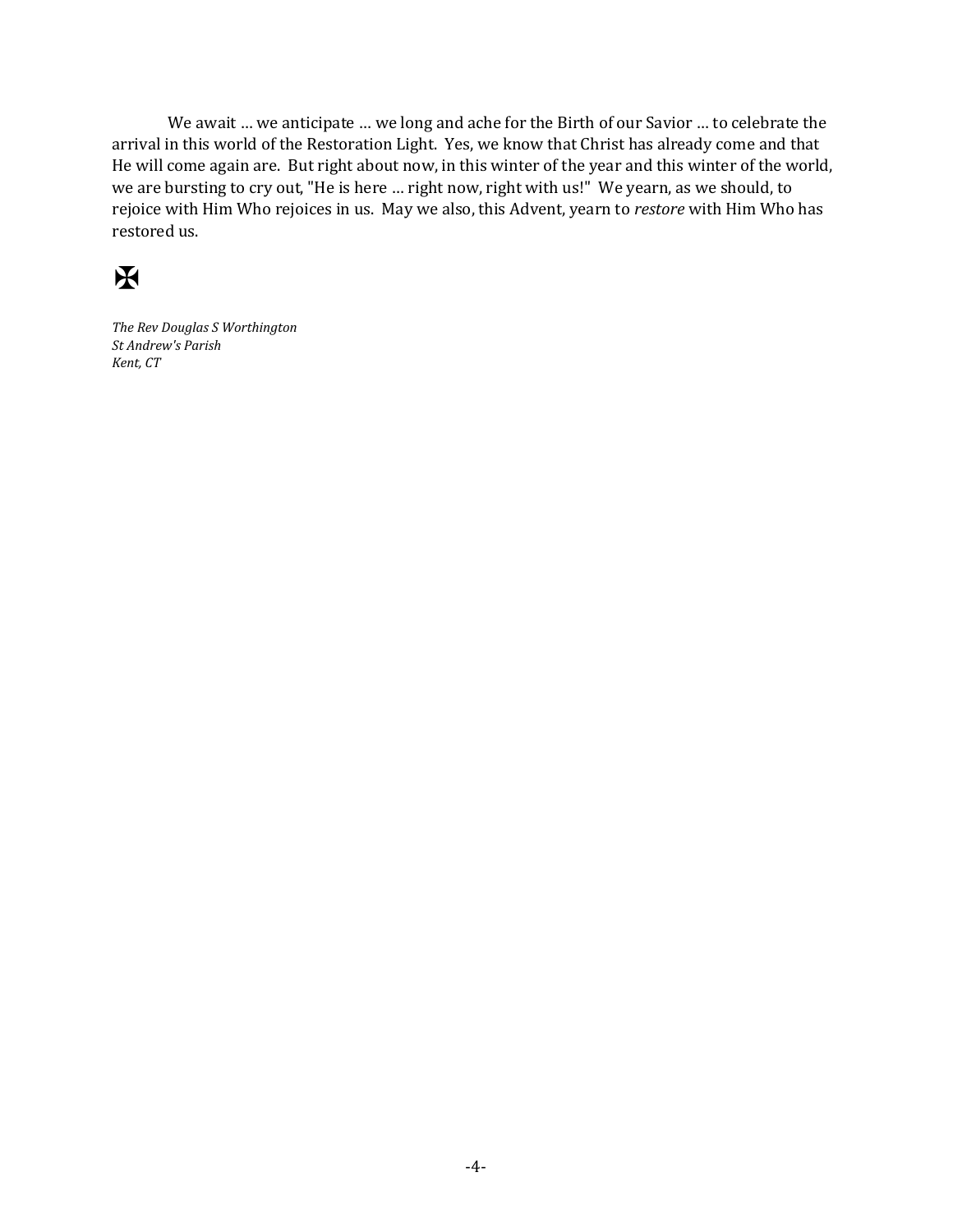We await … we anticipate … we long and ache for the Birth of our Savior … to celebrate the arrival in this world of the Restoration Light. Yes, we know that Christ has already come and that He will come again are. But right about now, in this winter of the year and this winter of the world, we are bursting to cry out, "He is here … right now, right with us!" We yearn, as we should, to rejoice with Him Who rejoices in us. May we also, this Advent, yearn to *restore* with Him Who has restored us.

✠

*The Rev Douglas S Worthington*
*St Andrew's Parish*
*Kent, CT*